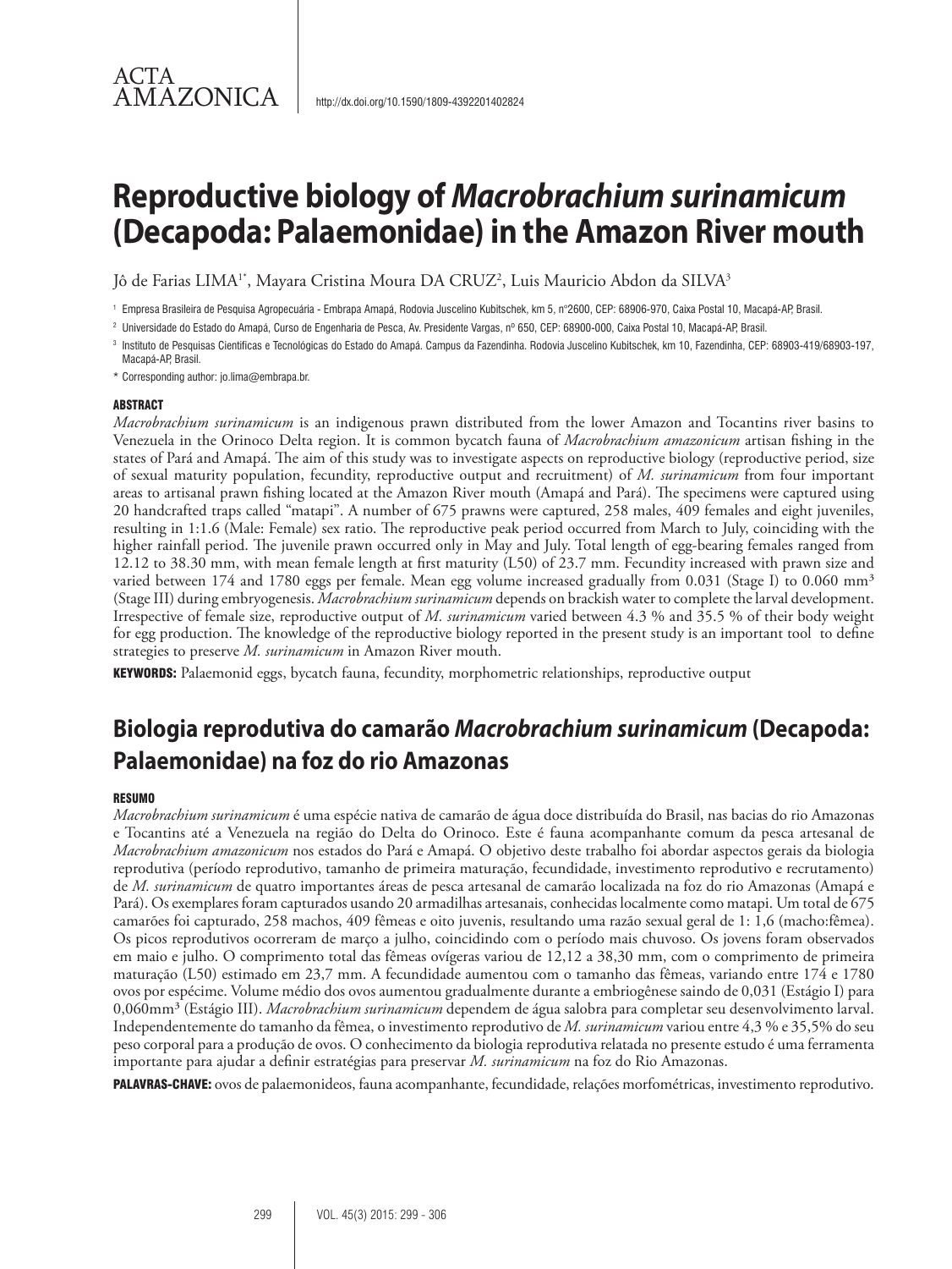ACTA AMAZONICA

http://dx.doi.org/10.1590/1809-4392201402824

# Reproductive biology of *Macrobrachium surinamicum* (Decapoda: Palaemonidae) in the Amazon River mouth

Jô de Farias LIMA[1*], Mayara Cristina Moura DA CRUZ[2], Luis Mauricio Abdon da SILVA[3]

[1] Empresa Brasileira de Pesquisa Agropecuária - Embrapa Amapá, Rodovia Juscelino Kubitschek, km 5, nº2600, CEP: 68906-970, Caixa Postal 10, Macapá-AP, Brasil.

[2] Universidade do Estado do Amapá, Curso de Engenharia de Pesca, Av. Presidente Vargas, nº 650, CEP: 68900-000, Caixa Postal 10, Macapá-AP, Brasil.

[3] Instituto de Pesquisas Científicas e Tecnológicas do Estado do Amapá. Campus da Fazendinha. Rodovia Juscelino Kubitschek, km 10, Fazendinha, CEP: 68903-419/68903-197, Macapá-AP, Brasil.

\* Corresponding author: jo.lima@embrapa.br.

## ABSTRACT

*Macrobrachium surinamicum* is an indigenous prawn distributed from the lower Amazon and Tocantins river basins to Venezuela in the Orinoco Delta region. It is common bycatch fauna of *Macrobrachium amazonicum* artisan fishing in the states of Pará and Amapá. The aim of this study was to investigate aspects on reproductive biology (reproductive period, size of sexual maturity population, fecundity, reproductive output and recruitment) of *M. surinamicum* from four important areas to artisanal prawn fishing located at the Amazon River mouth (Amapá and Pará). The specimens were captured using 20 handcrafted traps called "matapi". A number of 675 prawns were captured, 258 males, 409 females and eight juveniles, resulting in 1:1.6 (Male: Female) sex ratio. The reproductive peak period occurred from March to July, coinciding with the higher rainfall period. The juvenile prawn occurred only in May and July. Total length of egg-bearing females ranged from 12.12 to 38.30 mm, with mean female length at first maturity (L50) of 23.7 mm. Fecundity increased with prawn size and varied between 174 and 1780 eggs per female. Mean egg volume increased gradually from 0.031 (Stage I) to 0.060 mm³ (Stage III) during embryogenesis. *Macrobrachium surinamicum* depends on brackish water to complete the larval development. Irrespective of female size, reproductive output of *M. surinamicum* varied between 4.3 % and 35.5 % of their body weight for egg production. The knowledge of the reproductive biology reported in the present study is an important tool to define strategies to preserve *M. surinamicum* in Amazon River mouth.

**KEYWORDS:** Palaemonid eggs, bycatch fauna, fecundity, morphometric relationships, reproductive output

# Biologia reprodutiva do camarão *Macrobrachium surinamicum* (Decapoda: Palaemonidae) na foz do rio Amazonas

## RESUMO

*Macrobrachium surinamicum* é uma espécie nativa de camarão de água doce distribuída do Brasil, nas bacias do rio Amazonas e Tocantins até a Venezuela na região do Delta do Orinoco. Este é fauna acompanhante comum da pesca artesanal de *Macrobrachium amazonicum* nos estados do Pará e Amapá. O objetivo deste trabalho foi abordar aspectos gerais da biologia reprodutiva (período reprodutivo, tamanho de primeira maturação, fecundidade, investimento reprodutivo e recrutamento) de *M. surinamicum* de quatro importantes áreas de pesca artesanal de camarão localizada na foz do rio Amazonas (Amapá e Pará). Os exemplares foram capturados usando 20 armadilhas artesanais, conhecidas localmente como matapi. Um total de 675 camarões foi capturado, 258 machos, 409 fêmeas e oito juvenis, resultando uma razão sexual geral de 1: 1,6 (macho:fêmea). Os picos reprodutivos ocorreram de março a julho, coincidindo com o período mais chuvoso. Os jovens foram observados em maio e julho. O comprimento total das fêmeas ovígeras variou de 12,12 a 38,30 mm, com o comprimento de primeira maturação (L50) estimado em 23,7 mm. A fecundidade aumentou com o tamanho das fêmeas, variando entre 174 e 1780 ovos por espécime. Volume médio dos ovos aumentou gradualmente durante a embriogênese saindo de 0,031 (Estágio I) para 0,060mm³ (Estágio III). *Macrobrachium surinamicum* dependem de água salobra para completar seu desenvolvimento larval. Independentemente do tamanho da fêmea, o investimento reprodutivo de *M. surinamicum* variou entre 4,3 % e 35,5% do seu peso corporal para a produção de ovos. O conhecimento da biologia reprodutiva relatada no presente estudo é uma ferramenta importante para ajudar a definir estratégias para preservar *M. surinamicum* na foz do Rio Amazonas.

**PALAVRAS-CHAVE:** ovos de palaemonideos, fauna acompanhante, fecundidade, relações morfométricas, investimento reprodutivo.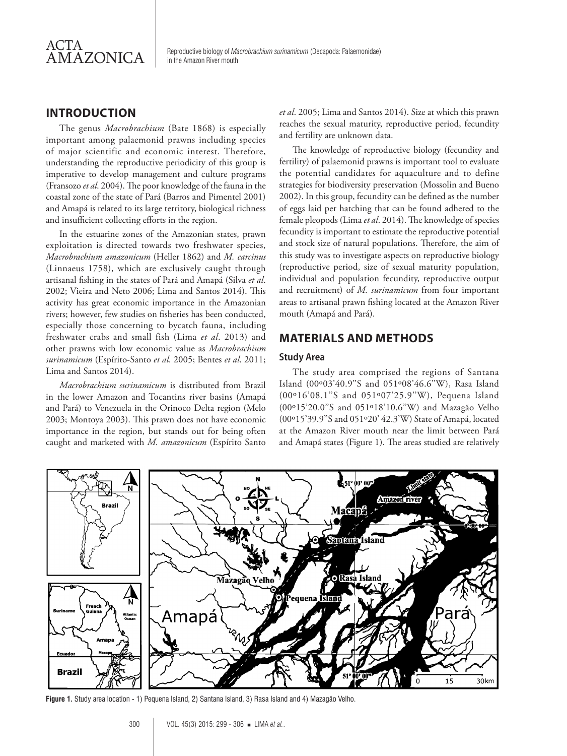## INTRODUCTION

The genus *Macrobrachium* (Bate 1868) is especially important among palaemonid prawns including species of major scientific and economic interest. Therefore, understanding the reproductive periodicity of this group is imperative to develop management and culture programs (Fransozo *et al*. 2004). The poor knowledge of the fauna in the coastal zone of the state of Pará (Barros and Pimentel 2001) and Amapá is related to its large territory, biological richness and insufficient collecting efforts in the region.

In the estuarine zones of the Amazonian states, prawn exploitation is directed towards two freshwater species, *Macrobrachium amazonicum* (Heller 1862) and *M. carcinus* (Linnaeus 1758), which are exclusively caught through artisanal fishing in the states of Pará and Amapá (Silva *et al*. 2002; Vieira and Neto 2006; Lima and Santos 2014). This activity has great economic importance in the Amazonian rivers; however, few studies on fisheries has been conducted, especially those concerning to bycatch fauna, including freshwater crabs and small fish (Lima *et al*. 2013) and other prawns with low economic value as *Macrobrachium surinamicum* (Espírito-Santo *et al*. 2005; Bentes *et al*. 2011; Lima and Santos 2014).

*Macrobrachium surinamicum* is distributed from Brazil in the lower Amazon and Tocantins river basins (Amapá and Pará) to Venezuela in the Orinoco Delta region (Melo 2003; Montoya 2003). This prawn does not have economic importance in the region, but stands out for being often caught and marketed with *M. amazonicum* (Espírito Santo *et al*. 2005; Lima and Santos 2014). Size at which this prawn reaches the sexual maturity, reproductive period, fecundity and fertility are unknown data.

The knowledge of reproductive biology (fecundity and fertility) of palaemonid prawns is important tool to evaluate the potential candidates for aquaculture and to define strategies for biodiversity preservation (Mossolin and Bueno 2002). In this group, fecundity can be defined as the number of eggs laid per hatching that can be found adhered to the female pleopods (Lima *et al*. 2014). The knowledge of species fecundity is important to estimate the reproductive potential and stock size of natural populations. Therefore, the aim of this study was to investigate aspects on reproductive biology (reproductive period, size of sexual maturity population, individual and population fecundity, reproductive output and recruitment) of *M. surinamicum* from four important areas to artisanal prawn fishing located at the Amazon River mouth (Amapá and Pará).

## MATERIALS AND METHODS

### Study Area

The study area comprised the regions of Santana Island (00º03'40.9"S and 051º08'46.6"W), Rasa Island (00º16'08.1"S and 051º07'25.9"W), Pequena Island (00º15'20.0"S and 051º18'10.6"W) and Mazagão Velho (00º15'39.9"S and 051º20' 42.3'W) State of Amapá, located at the Amazon River mouth near the limit between Pará and Amapá states (Figure 1). The areas studied are relatively

**Figure 1.** Study area location - 1) Pequena Island, 2) Santana Island, 3) Rasa Island and 4) Mazagão Velho.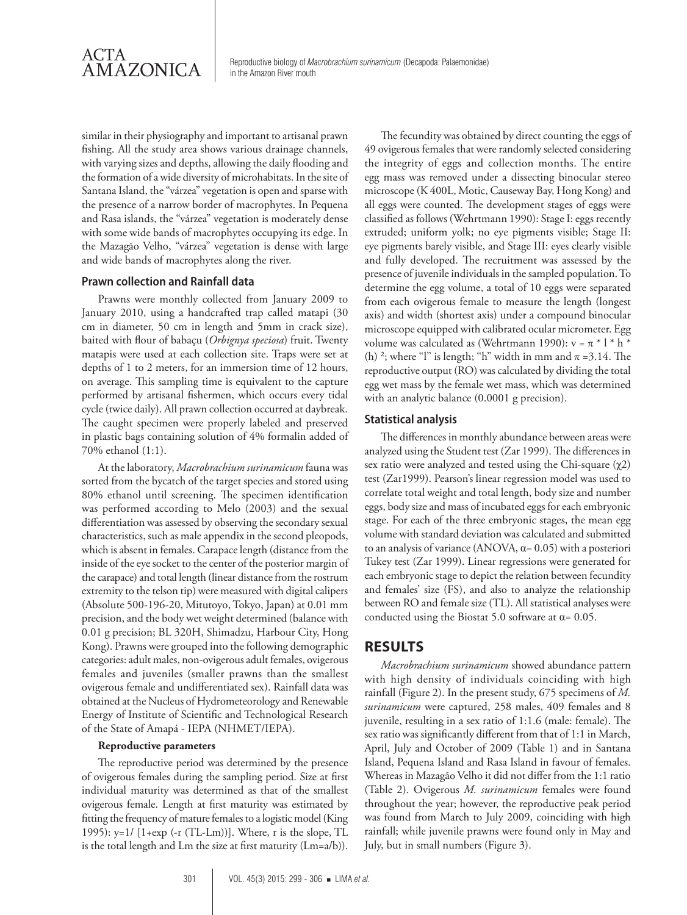similar in their physiography and important to artisanal prawn fishing. All the study area shows various drainage channels, with varying sizes and depths, allowing the daily flooding and the formation of a wide diversity of microhabitats. In the site of Santana Island, the "várzea" vegetation is open and sparse with the presence of a narrow border of macrophytes. In Pequena and Rasa islands, the "várzea" vegetation is moderately dense with some wide bands of macrophytes occupying its edge. In the Mazagão Velho, "várzea" vegetation is dense with large and wide bands of macrophytes along the river.

### Prawn collection and Rainfall data

Prawns were monthly collected from January 2009 to January 2010, using a handcrafted trap called matapi (30 cm in diameter, 50 cm in length and 5mm in crack size), baited with flour of babaçu (*Orbignya speciosa*) fruit. Twenty matapis were used at each collection site. Traps were set at depths of 1 to 2 meters, for an immersion time of 12 hours, on average. This sampling time is equivalent to the capture performed by artisanal fishermen, which occurs every tidal cycle (twice daily). All prawn collection occurred at daybreak. The caught specimen were properly labeled and preserved in plastic bags containing solution of 4% formalin added of 70% ethanol (1:1).

At the laboratory, *Macrobrachium surinamicum* fauna was sorted from the bycatch of the target species and stored using 80% ethanol until screening. The specimen identification was performed according to Melo (2003) and the sexual differentiation was assessed by observing the secondary sexual characteristics, such as male appendix in the second pleopods, which is absent in females. Carapace length (distance from the inside of the eye socket to the center of the posterior margin of the carapace) and total length (linear distance from the rostrum extremity to the telson tip) were measured with digital calipers (Absolute 500-196-20, Mitutoyo, Tokyo, Japan) at 0.01 mm precision, and the body wet weight determined (balance with 0.01 g precision; BL 320H, Shimadzu, Harbour City, Hong Kong). Prawns were grouped into the following demographic categories: adult males, non-ovigerous adult females, ovigerous females and juveniles (smaller prawns than the smallest ovigerous female and undifferentiated sex). Rainfall data was obtained at the Nucleus of Hydrometeorology and Renewable Energy of Institute of Scientific and Technological Research of the State of Amapá - IEPA (NHMET/IEPA).

#### Reproductive parameters

The reproductive period was determined by the presence of ovigerous females during the sampling period. Size at first individual maturity was determined as that of the smallest ovigerous female. Length at first maturity was estimated by fitting the frequency of mature females to a logistic model (King 1995): $y=1/ [1+\exp(-r (TL-Lm))]$. Where, r is the slope, TL is the total length and Lm the size at first maturity ($Lm=a/b$).

The fecundity was obtained by direct counting the eggs of 49 ovigerous females that were randomly selected considering the integrity of eggs and collection months. The entire egg mass was removed under a dissecting binocular stereo microscope (K 400L, Motic, Causeway Bay, Hong Kong) and all eggs were counted. The development stages of eggs were classified as follows (Wehrtmann 1990): Stage I: eggs recently extruded; uniform yolk; no eye pigments visible; Stage II: eye pigments barely visible, and Stage III: eyes clearly visible and fully developed. The recruitment was assessed by the presence of juvenile individuals in the sampled population. To determine the egg volume, a total of 10 eggs were separated from each ovigerous female to measure the length (longest axis) and width (shortest axis) under a compound binocular microscope equipped with calibrated ocular micrometer. Egg volume was calculated as (Wehrtmann 1990): $v = \pi * l * h * (h)^2$; where "l" is length; "h" width in mm and $\pi$ =3.14. The reproductive output (RO) was calculated by dividing the total egg wet mass by the female wet mass, which was determined with an analytic balance (0.0001 g precision).

### Statistical analysis

The differences in monthly abundance between areas were analyzed using the Student test (Zar 1999). The differences in sex ratio were analyzed and tested using the Chi-square ($\chi 2$) test (Zar1999). Pearson's linear regression model was used to correlate total weight and total length, body size and number eggs, body size and mass of incubated eggs for each embryonic stage. For each of the three embryonic stages, the mean egg volume with standard deviation was calculated and submitted to an analysis of variance (ANOVA, $\alpha$= 0.05) with a posteriori Tukey test (Zar 1999). Linear regressions were generated for each embryonic stage to depict the relation between fecundity and females' size (FS), and also to analyze the relationship between RO and female size (TL). All statistical analyses were conducted using the Biostat 5.0 software at $\alpha$= 0.05.

## RESULTS

*Macrobrachium surinamicum* showed abundance pattern with high density of individuals coinciding with high rainfall (Figure 2). In the present study, 675 specimens of *M. surinamicum* were captured, 258 males, 409 females and 8 juvenile, resulting in a sex ratio of 1:1.6 (male: female). The sex ratio was significantly different from that of 1:1 in March, April, July and October of 2009 (Table 1) and in Santana Island, Pequena Island and Rasa Island in favour of females. Whereas in Mazagão Velho it did not differ from the 1:1 ratio (Table 2). Ovigerous *M. surinamicum* females were found throughout the year; however, the reproductive peak period was found from March to July 2009, coinciding with high rainfall; while juvenile prawns were found only in May and July, but in small numbers (Figure 3).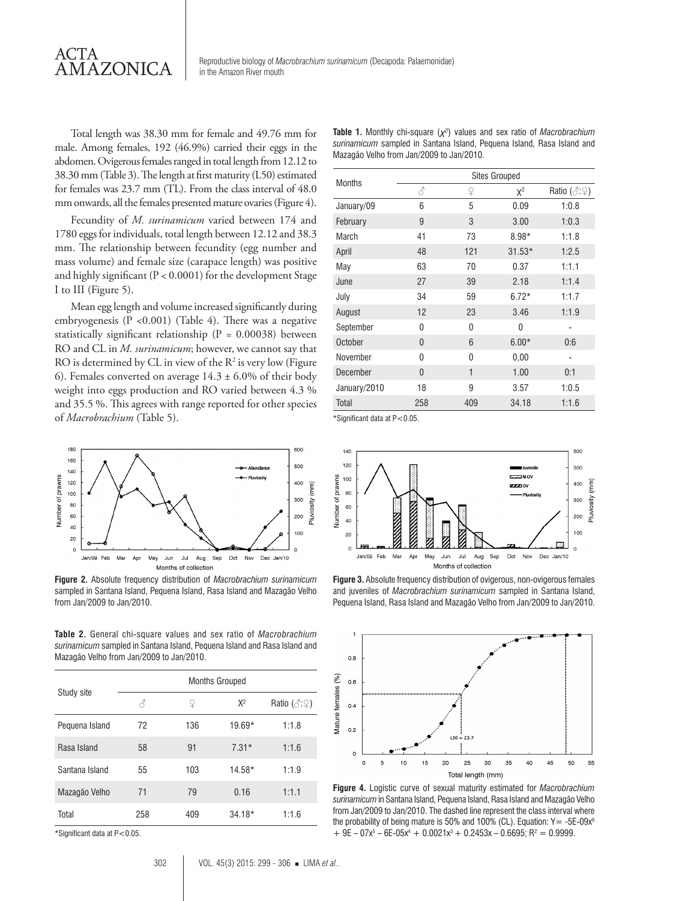Total length was 38.30 mm for female and 49.76 mm for male. Among females, 192 (46.9%) carried their eggs in the abdomen. Ovigerous females ranged in total length from 12.12 to 38.30 mm (Table 3). The length at first maturity (L50) estimated for females was 23.7 mm (TL). From the class interval of 48.0 mm onwards, all the females presented mature ovaries (Figure 4).

Fecundity of *M. surinamicum* varied between 174 and 1780 eggs for individuals, total length between 12.12 and 38.3 mm. The relationship between fecundity (egg number and mass volume) and female size (carapace length) was positive and highly significant ($P < 0.0001$) for the development Stage I to III (Figure 5).

Mean egg length and volume increased significantly during embryogenesis ($P < 0.001$) (Table 4). There was a negative statistically significant relationship ($P = 0.00038$) between RO and CL in *M. surinamicum*; however, we cannot say that RO is determined by CL in view of the $R^2$ is very low (Figure 6). Females converted on average $14.3 \pm 6.0\%$ of their body weight into eggs production and RO varied between 4.3 % and 35.5 %. This agrees with range reported for other species of *Macrobrachium* (Table 5).

**Table 1.** Monthly chi-square ($\chi^2$) values and sex ratio of *Macrobrachium surinamicum* sampled in Santana Island, Pequena Island, Rasa Island and Mazagão Velho from Jan/2009 to Jan/2010.

| Months | Sites Grouped | | | |
|---|---|---|---|---|
| | ♂ | ♀ | $\chi^2$ | Ratio (♂:♀) |
| January/09 | 6 | 5 | 0.09 | 1:0.8 |
| February | 9 | 3 | 3.00 | 1:0.3 |
| March | 41 | 73 | 8.98* | 1:1.8 |
| April | 48 | 121 | 31.53* | 1:2.5 |
| May | 63 | 70 | 0.37 | 1:1.1 |
| June | 27 | 39 | 2.18 | 1:1.4 |
| July | 34 | 59 | 6.72* | 1:1.7 |
| August | 12 | 23 | 3.46 | 1:1.9 |
| September | 0 | 0 | 0 | - |
| October | 0 | 6 | 6.00* | 0:6 |
| November | 0 | 0 | 0,00 | - |
| December | 0 | 1 | 1.00 | 0:1 |
| January/2010 | 18 | 9 | 3.57 | 1:0.5 |
| Total | 258 | 409 | 34.18 | 1:1.6 |

*Significant data at P<0.05.

**Figure 2.** Absolute frequency distribution of *Macrobrachium surinamicum* sampled in Santana Island, Pequena Island, Rasa Island and Mazagão Velho from Jan/2009 to Jan/2010.

**Figure 3.** Absolute frequency distribution of ovigerous, non-ovigerous females and juveniles of *Macrobrachium surinamicum* sampled in Santana Island, Pequena Island, Rasa Island and Mazagão Velho from Jan/2009 to Jan/2010.

**Table 2.** General chi-square values and sex ratio of *Macrobrachium surinamicum* sampled in Santana Island, Pequena Island and Rasa Island and Mazagão Velho from Jan/2009 to Jan/2010.

| Study site | Months Grouped | | | |
|---|---|---|---|---|
| | ♂ | ♀ | $X^2$ | Ratio (♂:♀) |
| Pequena Island | 72 | 136 | 19.69* | 1:1.8 |
| Rasa Island | 58 | 91 | 7.31* | 1:1.6 |
| Santana Island | 55 | 103 | 14.58* | 1:1.9 |
| Mazagão Velho | 71 | 79 | 0.16 | 1:1.1 |
| Total | 258 | 409 | 34.18* | 1:1.6 |

*Significant data at P<0.05.

**Figure 4.** Logistic curve of sexual maturity estimated for *Macrobrachium surinamicum* in Santana Island, Pequena Island, Rasa Island and Mazagão Velho from Jan/2009 to Jan/2010. The dashed line represent the class interval where the probability of being mature is 50% and 100% (CL). Equation: $Y = -5E\text{-}09x^6 + 9E-07x^5 - 6E\text{-}05x^4 + 0.0021x^3 + 0.2453x - 0.6695$; $R^2 = 0.9999$.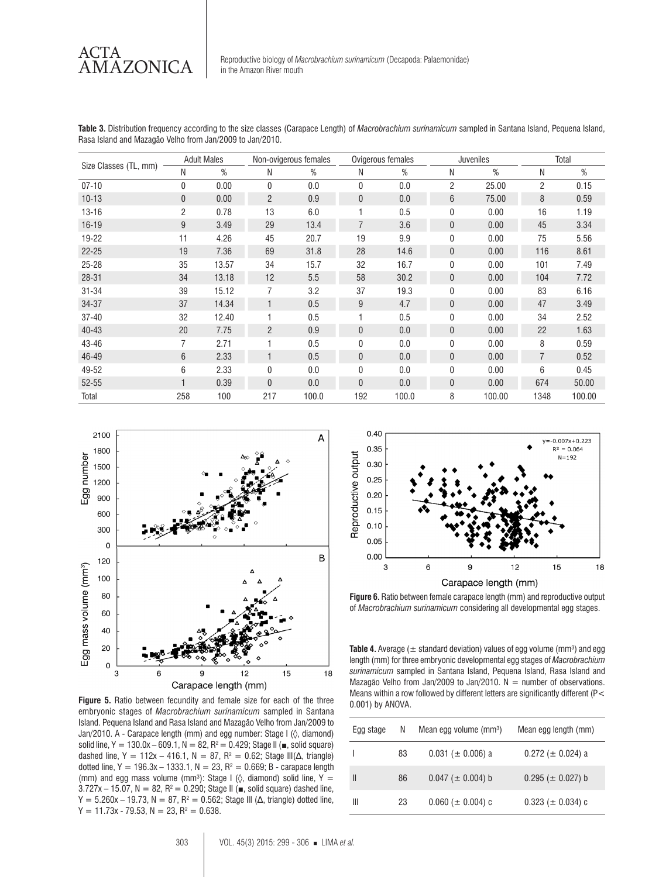**Table 3.** Distribution frequency according to the size classes (Carapace Length) of *Macrobrachium surinamicum* sampled in Santana Island, Pequena Island, Rasa Island and Mazagão Velho from Jan/2009 to Jan/2010.

| Size Classes (TL, mm) | Adult Males | | Non-ovigerous females | | Ovigerous females | | Juveniles | | Total | |
|---|---|---|---|---|---|---|---|---|---|---|
| | N | % | N | % | N | % | N | % | N | % |
| 07-10 | 0 | 0.00 | 0 | 0.0 | 0 | 0.0 | 2 | 25.00 | 2 | 0.15 |
| 10-13 | 0 | 0.00 | 2 | 0.9 | 0 | 0.0 | 6 | 75.00 | 8 | 0.59 |
| 13-16 | 2 | 0.78 | 13 | 6.0 | 1 | 0.5 | 0 | 0.00 | 16 | 1.19 |
| 16-19 | 9 | 3.49 | 29 | 13.4 | 7 | 3.6 | 0 | 0.00 | 45 | 3.34 |
| 19-22 | 11 | 4.26 | 45 | 20.7 | 19 | 9.9 | 0 | 0.00 | 75 | 5.56 |
| 22-25 | 19 | 7.36 | 69 | 31.8 | 28 | 14.6 | 0 | 0.00 | 116 | 8.61 |
| 25-28 | 35 | 13.57 | 34 | 15.7 | 32 | 16.7 | 0 | 0.00 | 101 | 7.49 |
| 28-31 | 34 | 13.18 | 12 | 5.5 | 58 | 30.2 | 0 | 0.00 | 104 | 7.72 |
| 31-34 | 39 | 15.12 | 7 | 3.2 | 37 | 19.3 | 0 | 0.00 | 83 | 6.16 |
| 34-37 | 37 | 14.34 | 1 | 0.5 | 9 | 4.7 | 0 | 0.00 | 47 | 3.49 |
| 37-40 | 32 | 12.40 | 1 | 0.5 | 1 | 0.5 | 0 | 0.00 | 34 | 2.52 |
| 40-43 | 20 | 7.75 | 2 | 0.9 | 0 | 0.0 | 0 | 0.00 | 22 | 1.63 |
| 43-46 | 7 | 2.71 | 1 | 0.5 | 0 | 0.0 | 0 | 0.00 | 8 | 0.59 |
| 46-49 | 6 | 2.33 | 1 | 0.5 | 0 | 0.0 | 0 | 0.00 | 7 | 0.52 |
| 49-52 | 6 | 2.33 | 0 | 0.0 | 0 | 0.0 | 0 | 0.00 | 6 | 0.45 |
| 52-55 | 1 | 0.39 | 0 | 0.0 | 0 | 0.0 | 0 | 0.00 | 674 | 50.00 |
| Total | 258 | 100 | 217 | 100.0 | 192 | 100.0 | 8 | 100.00 | 1348 | 100.00 |

**Figure 5.** Ratio between fecundity and female size for each of the three embryonic stages of *Macrobrachium surinamicum* sampled in Santana Island. Pequena Island and Rasa Island and Mazagão Velho from Jan/2009 to Jan/2010. A - Carapace length (mm) and egg number: Stage I (◊, diamond) solid line, $Y = 130.0x - 609.1$, $N = 82$, $R^2 = 0.429$; Stage II (■, solid square) dashed line, $Y = 112x - 416.1$, $N = 87$, $R^2 = 0.62$; Stage III(Δ, triangle) dotted line, $Y = 196.3x - 1333.1$, $N = 23$, $R^2 = 0.669$; B - carapace length (mm) and egg mass volume (mm³): Stage I (◊, diamond) solid line, $Y = 3.727x - 15.07$, $N = 82$, $R^2 = 0.290$; Stage II (■, solid square) dashed line, $Y = 5.260x - 19.73$, $N = 87$, $R^2 = 0.562$; Stage III (Δ, triangle) dotted line, $Y = 11.73x - 79.53$, $N = 23$, $R^2 = 0.638$.

**Figure 6.** Ratio between female carapace length (mm) and reproductive output of *Macrobrachium surinamicum* considering all developmental egg stages.

**Table 4.** Average (± standard deviation) values of egg volume (mm³) and egg length (mm) for three embryonic developmental egg stages of *Macrobrachium surinamicum* sampled in Santana Island, Pequena Island, Rasa Island and Mazagão Velho from Jan/2009 to Jan/2010. N = number of observations. Means within a row followed by different letters are significantly different ($P < 0.001$) by ANOVA.

| Egg stage | N | Mean egg volume (mm³) | Mean egg length (mm) |
|---|---|---|---|
| I | 83 | 0.031 (± 0.006) a | 0.272 (± 0.024) a |
| II | 86 | 0.047 (± 0.004) b | 0.295 (± 0.027) b |
| III | 23 | 0.060 (± 0.004) c | 0.323 (± 0.034) c |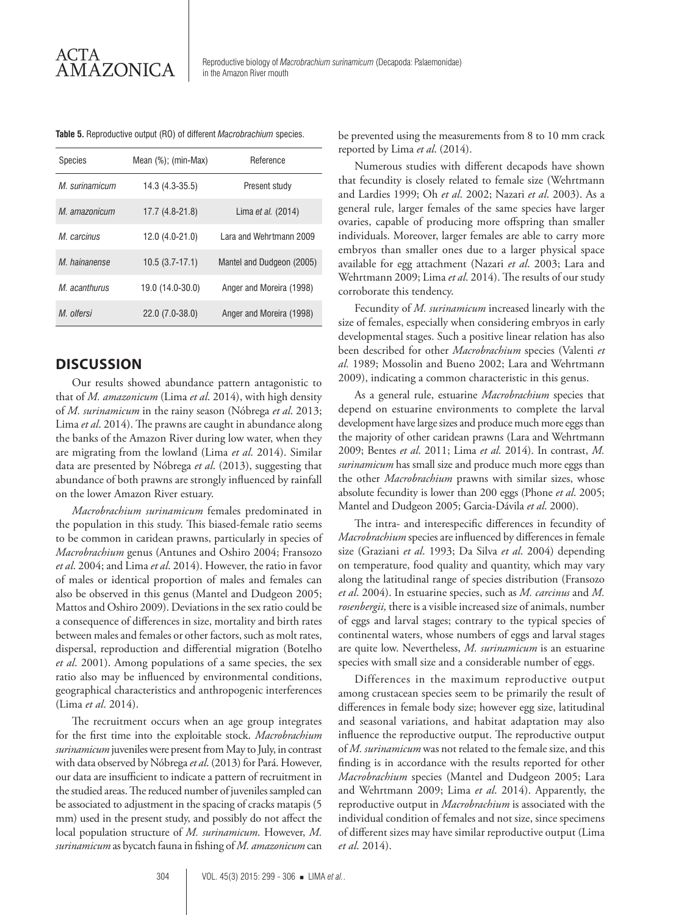**Table 5.** Reproductive output (RO) of different *Macrobrachium* species.

| Species | Mean (%); (min-Max) | Reference |
|---|---|---|
| *M. surinamicum* | 14.3 (4.3-35.5) | Present study |
| *M. amazonicum* | 17.7 (4.8-21.8) | Lima *et al.* (2014) |
| *M. carcinus* | 12.0 (4.0-21.0) | Lara and Wehrtmann 2009 |
| *M. hainanense* | 10.5 (3.7-17.1) | Mantel and Dudgeon (2005) |
| *M. acanthurus* | 19.0 (14.0-30.0) | Anger and Moreira (1998) |
| *M. olfersi* | 22.0 (7.0-38.0) | Anger and Moreira (1998) |

## DISCUSSION

Our results showed abundance pattern antagonistic to that of *M. amazonicum* (Lima *et al*. 2014), with high density of *M. surinamicum* in the rainy season (Nóbrega *et al*. 2013; Lima *et al*. 2014). The prawns are caught in abundance along the banks of the Amazon River during low water, when they are migrating from the lowland (Lima *et al*. 2014). Similar data are presented by Nóbrega *et al*. (2013), suggesting that abundance of both prawns are strongly influenced by rainfall on the lower Amazon River estuary.

*Macrobrachium surinamicum* females predominated in the population in this study. This biased-female ratio seems to be common in caridean prawns, particularly in species of *Macrobrachium* genus (Antunes and Oshiro 2004; Fransozo *et al*. 2004; and Lima *et al*. 2014). However, the ratio in favor of males or identical proportion of males and females can also be observed in this genus (Mantel and Dudgeon 2005; Mattos and Oshiro 2009). Deviations in the sex ratio could be a consequence of differences in size, mortality and birth rates between males and females or other factors, such as molt rates, dispersal, reproduction and differential migration (Botelho *et al*. 2001). Among populations of a same species, the sex ratio also may be influenced by environmental conditions, geographical characteristics and anthropogenic interferences (Lima *et al*. 2014).

The recruitment occurs when an age group integrates for the first time into the exploitable stock. *Macrobrachium surinamicum* juveniles were present from May to July, in contrast with data observed by Nóbrega *et al*. (2013) for Pará. However, our data are insufficient to indicate a pattern of recruitment in the studied areas. The reduced number of juveniles sampled can be associated to adjustment in the spacing of cracks matapis (5 mm) used in the present study, and possibly do not affect the local population structure of *M. surinamicum*. However, *M. surinamicum* as bycatch fauna in fishing of *M. amazonicum* can be prevented using the measurements from 8 to 10 mm crack reported by Lima *et al*. (2014).

Numerous studies with different decapods have shown that fecundity is closely related to female size (Wehrtmann and Lardies 1999; Oh *et al*. 2002; Nazari *et al*. 2003). As a general rule, larger females of the same species have larger ovaries, capable of producing more offspring than smaller individuals. Moreover, larger females are able to carry more embryos than smaller ones due to a larger physical space available for egg attachment (Nazari *et al*. 2003; Lara and Wehrtmann 2009; Lima *et al*. 2014). The results of our study corroborate this tendency.

Fecundity of *M. surinamicum* increased linearly with the size of females, especially when considering embryos in early developmental stages. Such a positive linear relation has also been described for other *Macrobrachium* species (Valenti *et al.* 1989; Mossolin and Bueno 2002; Lara and Wehrtmann 2009), indicating a common characteristic in this genus.

As a general rule, estuarine *Macrobrachium* species that depend on estuarine environments to complete the larval development have large sizes and produce much more eggs than the majority of other caridean prawns (Lara and Wehrtmann 2009; Bentes *et al*. 2011; Lima *et al*. 2014). In contrast, *M. surinamicum* has small size and produce much more eggs than the other *Macrobrachium* prawns with similar sizes, whose absolute fecundity is lower than 200 eggs (Phone *et al*. 2005; Mantel and Dudgeon 2005; Garcia-Dávila *et al*. 2000).

The intra- and interespecific differences in fecundity of *Macrobrachium* species are influenced by differences in female size (Graziani *et al*. 1993; Da Silva *et al*. 2004) depending on temperature, food quality and quantity, which may vary along the latitudinal range of species distribution (Fransozo *et al*. 2004). In estuarine species, such as *M. carcinus* and *M. rosenbergii,* there is a visible increased size of animals, number of eggs and larval stages; contrary to the typical species of continental waters, whose numbers of eggs and larval stages are quite low. Nevertheless, *M. surinamicum* is an estuarine species with small size and a considerable number of eggs.

Differences in the maximum reproductive output among crustacean species seem to be primarily the result of differences in female body size; however egg size, latitudinal and seasonal variations, and habitat adaptation may also influence the reproductive output. The reproductive output of *M. surinamicum* was not related to the female size, and this finding is in accordance with the results reported for other *Macrobrachium* species (Mantel and Dudgeon 2005; Lara and Wehrtmann 2009; Lima *et al*. 2014). Apparently, the reproductive output in *Macrobrachium* is associated with the individual condition of females and not size, since specimens of different sizes may have similar reproductive output (Lima *et al*. 2014).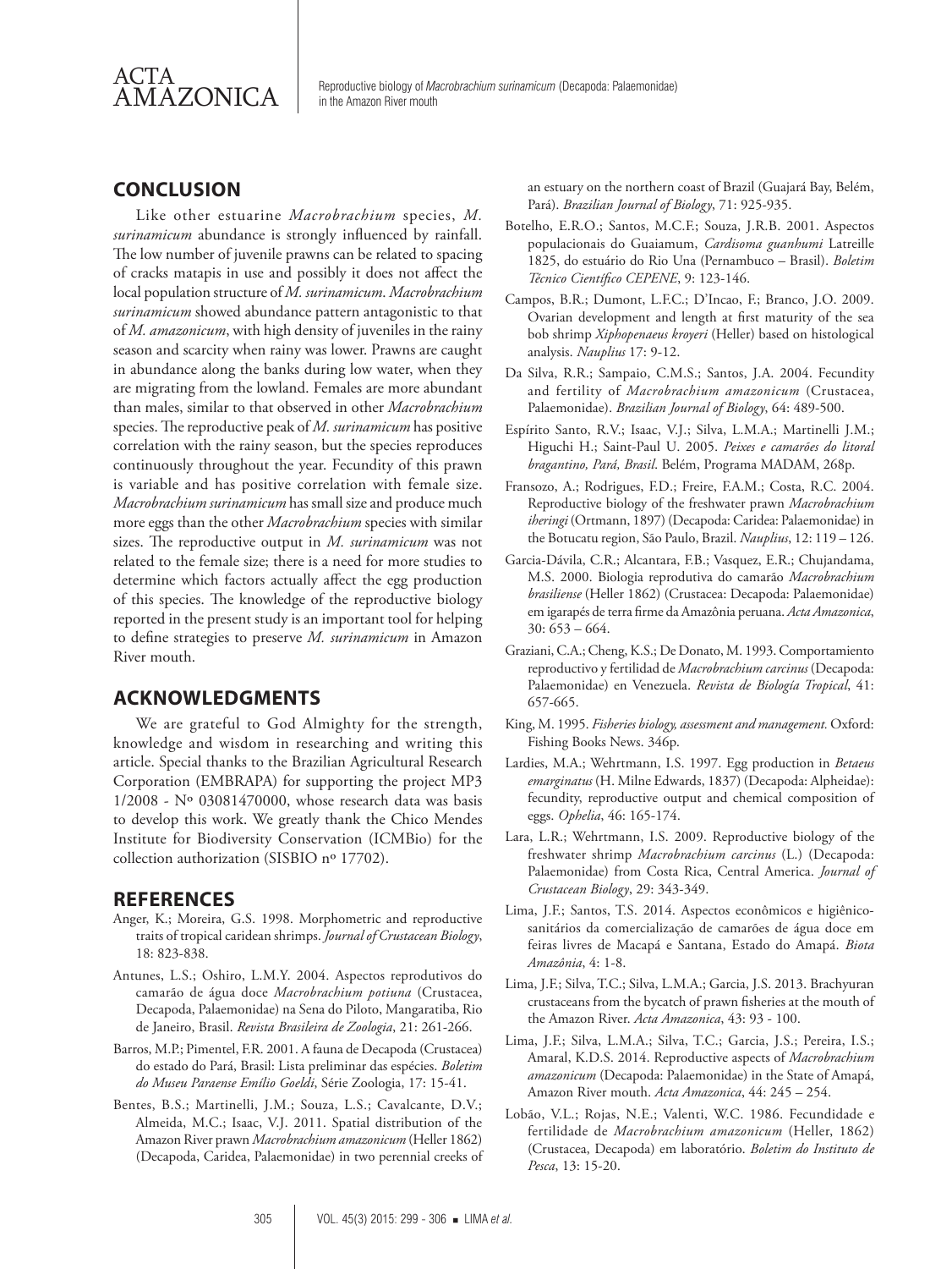## CONCLUSION

Like other estuarine *Macrobrachium* species, *M. surinamicum* abundance is strongly influenced by rainfall. The low number of juvenile prawns can be related to spacing of cracks matapis in use and possibly it does not affect the local population structure of *M. surinamicum*. *Macrobrachium surinamicum* showed abundance pattern antagonistic to that of *M. amazonicum*, with high density of juveniles in the rainy season and scarcity when rainy was lower. Prawns are caught in abundance along the banks during low water, when they are migrating from the lowland. Females are more abundant than males, similar to that observed in other *Macrobrachium* species. The reproductive peak of *M. surinamicum* has positive correlation with the rainy season, but the species reproduces continuously throughout the year. Fecundity of this prawn is variable and has positive correlation with female size. *Macrobrachium surinamicum* has small size and produce much more eggs than the other *Macrobrachium* species with similar sizes. The reproductive output in *M. surinamicum* was not related to the female size; there is a need for more studies to determine which factors actually affect the egg production of this species. The knowledge of the reproductive biology reported in the present study is an important tool for helping to define strategies to preserve *M. surinamicum* in Amazon River mouth.

## ACKNOWLEDGMENTS

We are grateful to God Almighty for the strength, knowledge and wisdom in researching and writing this article. Special thanks to the Brazilian Agricultural Research Corporation (EMBRAPA) for supporting the project MP3 1/2008 - Nº 03081470000, whose research data was basis to develop this work. We greatly thank the Chico Mendes Institute for Biodiversity Conservation (ICMBio) for the collection authorization (SISBIO nº 17702).

## REFERENCES

Anger, K.; Moreira, G.S. 1998. Morphometric and reproductive traits of tropical caridean shrimps. *Journal of Crustacean Biology*, 18: 823-838.

Antunes, L.S.; Oshiro, L.M.Y. 2004. Aspectos reprodutivos do camarão de água doce *Macrobrachium potiuna* (Crustacea, Decapoda, Palaemonidae) na Sena do Piloto, Mangaratiba, Rio de Janeiro, Brasil. *Revista Brasileira de Zoologia*, 21: 261-266.

Barros, M.P.; Pimentel, F.R. 2001. A fauna de Decapoda (Crustacea) do estado do Pará, Brasil: Lista preliminar das espécies. *Boletim do Museu Paraense Emílio Goeldi*, Série Zoologia, 17: 15-41.

Bentes, B.S.; Martinelli, J.M.; Souza, L.S.; Cavalcante, D.V.; Almeida, M.C.; Isaac, V.J. 2011. Spatial distribution of the Amazon River prawn *Macrobrachium amazonicum* (Heller 1862) (Decapoda, Caridea, Palaemonidae) in two perennial creeks of an estuary on the northern coast of Brazil (Guajará Bay, Belém, Pará). *Brazilian Journal of Biology*, 71: 925-935.

Botelho, E.R.O.; Santos, M.C.F.; Souza, J.R.B. 2001. Aspectos populacionais do Guaiamum, *Cardisoma guanhumi* Latreille 1825, do estuário do Rio Una (Pernambuco – Brasil). *Boletim Técnico Científico CEPENE*, 9: 123-146.

Campos, B.R.; Dumont, L.F.C.; D'Incao, F.; Branco, J.O. 2009. Ovarian development and length at first maturity of the sea bob shrimp *Xiphopenaeus kroyeri* (Heller) based on histological analysis. *Nauplius* 17: 9-12.

Da Silva, R.R.; Sampaio, C.M.S.; Santos, J.A. 2004. Fecundity and fertility of *Macrobrachium amazonicum* (Crustacea, Palaemonidae). *Brazilian Journal of Biology*, 64: 489-500.

Espírito Santo, R.V.; Isaac, V.J.; Silva, L.M.A.; Martinelli J.M.; Higuchi H.; Saint-Paul U. 2005. *Peixes e camarões do litoral bragantino, Pará, Brasil*. Belém, Programa MADAM, 268p.

Fransozo, A.; Rodrigues, F.D.; Freire, F.A.M.; Costa, R.C. 2004. Reproductive biology of the freshwater prawn *Macrobrachium iheringi* (Ortmann, 1897) (Decapoda: Caridea: Palaemonidae) in the Botucatu region, São Paulo, Brazil. *Nauplius*, 12: 119 – 126.

Garcia-Dávila, C.R.; Alcantara, F.B.; Vasquez, E.R.; Chujandama, M.S. 2000. Biologia reprodutiva do camarão *Macrobrachium brasiliense* (Heller 1862) (Crustacea: Decapoda: Palaemonidae) em igarapés de terra firme da Amazônia peruana. *Acta Amazonica*, 30: 653 – 664.

Graziani, C.A.; Cheng, K.S.; De Donato, M. 1993. Comportamiento reproductivo y fertilidad de *Macrobrachium carcinus* (Decapoda: Palaemonidae) en Venezuela. *Revista de Biología Tropical*, 41: 657-665.

King, M. 1995. *Fisheries biology, assessment and management*. Oxford: Fishing Books News. 346p.

Lardies, M.A.; Wehrtmann, I.S. 1997. Egg production in *Betaeus emarginatus* (H. Milne Edwards, 1837) (Decapoda: Alpheidae): fecundity, reproductive output and chemical composition of eggs. *Ophelia*, 46: 165-174.

Lara, L.R.; Wehrtmann, I.S. 2009. Reproductive biology of the freshwater shrimp *Macrobrachium carcinus* (L.) (Decapoda: Palaemonidae) from Costa Rica, Central America. *Journal of Crustacean Biology*, 29: 343-349.

Lima, J.F.; Santos, T.S. 2014. Aspectos econômicos e higiênico-sanitários da comercialização de camarões de água doce em feiras livres de Macapá e Santana, Estado do Amapá. *Biota Amazônia*, 4: 1-8.

Lima, J.F.; Silva, T.C.; Silva, L.M.A.; Garcia, J.S. 2013. Brachyuran crustaceans from the bycatch of prawn fisheries at the mouth of the Amazon River. *Acta Amazonica*, 43: 93 - 100.

Lima, J.F.; Silva, L.M.A.; Silva, T.C.; Garcia, J.S.; Pereira, I.S.; Amaral, K.D.S. 2014. Reproductive aspects of *Macrobrachium amazonicum* (Decapoda: Palaemonidae) in the State of Amapá, Amazon River mouth. *Acta Amazonica*, 44: 245 – 254.

Lobão, V.L.; Rojas, N.E.; Valenti, W.C. 1986. Fecundidade e fertilidade de *Macrobrachium amazonicum* (Heller, 1862) (Crustacea, Decapoda) em laboratório. *Boletim do Instituto de Pesca*, 13: 15-20.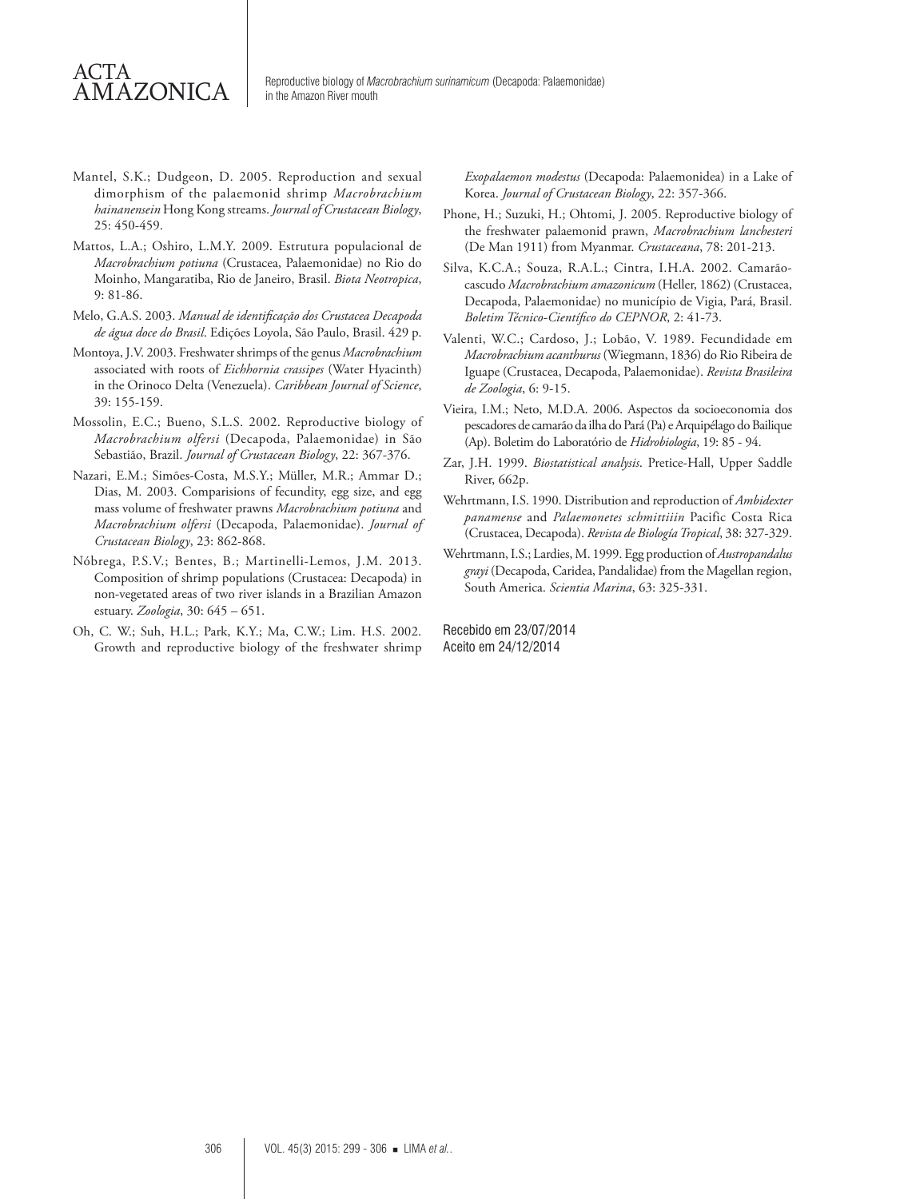Mantel, S.K.; Dudgeon, D. 2005. Reproduction and sexual dimorphism of the palaemonid shrimp *Macrobrachium hainanensein* Hong Kong streams. *Journal of Crustacean Biology*, 25: 450-459.

Mattos, L.A.; Oshiro, L.M.Y. 2009. Estrutura populacional de *Macrobrachium potiuna* (Crustacea, Palaemonidae) no Rio do Moinho, Mangaratiba, Rio de Janeiro, Brasil. *Biota Neotropica*, 9: 81-86.

Melo, G.A.S. 2003. *Manual de identificação dos Crustacea Decapoda de água doce do Brasil*. Edições Loyola, São Paulo, Brasil. 429 p.

Montoya, J.V. 2003. Freshwater shrimps of the genus *Macrobrachium* associated with roots of *Eichhornia crassipes* (Water Hyacinth) in the Orinoco Delta (Venezuela). *Caribbean Journal of Science*, 39: 155-159.

Mossolin, E.C.; Bueno, S.L.S. 2002. Reproductive biology of *Macrobrachium olfersi* (Decapoda, Palaemonidae) in São Sebastião, Brazil. *Journal of Crustacean Biology*, 22: 367-376.

Nazari, E.M.; Simões-Costa, M.S.Y.; Müller, M.R.; Ammar D.; Dias, M. 2003. Comparisions of fecundity, egg size, and egg mass volume of freshwater prawns *Macrobrachium potiuna* and *Macrobrachium olfersi* (Decapoda, Palaemonidae). *Journal of Crustacean Biology*, 23: 862-868.

Nóbrega, P.S.V.; Bentes, B.; Martinelli-Lemos, J.M. 2013. Composition of shrimp populations (Crustacea: Decapoda) in non-vegetated areas of two river islands in a Brazilian Amazon estuary. *Zoologia*, 30: 645 – 651.

Oh, C. W.; Suh, H.L.; Park, K.Y.; Ma, C.W.; Lim. H.S. 2002. Growth and reproductive biology of the freshwater shrimp *Exopalaemon modestus* (Decapoda: Palaemonidea) in a Lake of Korea. *Journal of Crustacean Biology*, 22: 357-366.

Phone, H.; Suzuki, H.; Ohtomi, J. 2005. Reproductive biology of the freshwater palaemonid prawn, *Macrobrachium lanchesteri* (De Man 1911) from Myanmar. *Crustaceana*, 78: 201-213.

Silva, K.C.A.; Souza, R.A.L.; Cintra, I.H.A. 2002. Camarão-cascudo *Macrobrachium amazonicum* (Heller, 1862) (Crustacea, Decapoda, Palaemonidae) no município de Vigia, Pará, Brasil. *Boletim Técnico-Científico do CEPNOR*, 2: 41-73.

Valenti, W.C.; Cardoso, J.; Lobão, V. 1989. Fecundidade em *Macrobrachium acanthurus* (Wiegmann, 1836) do Rio Ribeira de Iguape (Crustacea, Decapoda, Palaemonidae). *Revista Brasileira de Zoologia*, 6: 9-15.

Vieira, I.M.; Neto, M.D.A. 2006. Aspectos da socioeconomia dos pescadores de camarão da ilha do Pará (Pa) e Arquipélago do Bailique (Ap). Boletim do Laboratório de *Hidrobiologia*, 19: 85 - 94.

Zar, J.H. 1999. *Biostatistical analysis*. Pretice-Hall, Upper Saddle River, 662p.

Wehrtmann, I.S. 1990. Distribution and reproduction of *Ambidexter panamense* and *Palaemonetes schmittiiin* Pacific Costa Rica (Crustacea, Decapoda). *Revista de Biología Tropical*, 38: 327-329.

Wehrtmann, I.S.; Lardies, M. 1999. Egg production of *Austropandalus grayi* (Decapoda, Caridea, Pandalidae) from the Magellan region, South America. *Scientia Marina*, 63: 325-331.

Recebido em 23/07/2014
Aceito em 24/12/2014